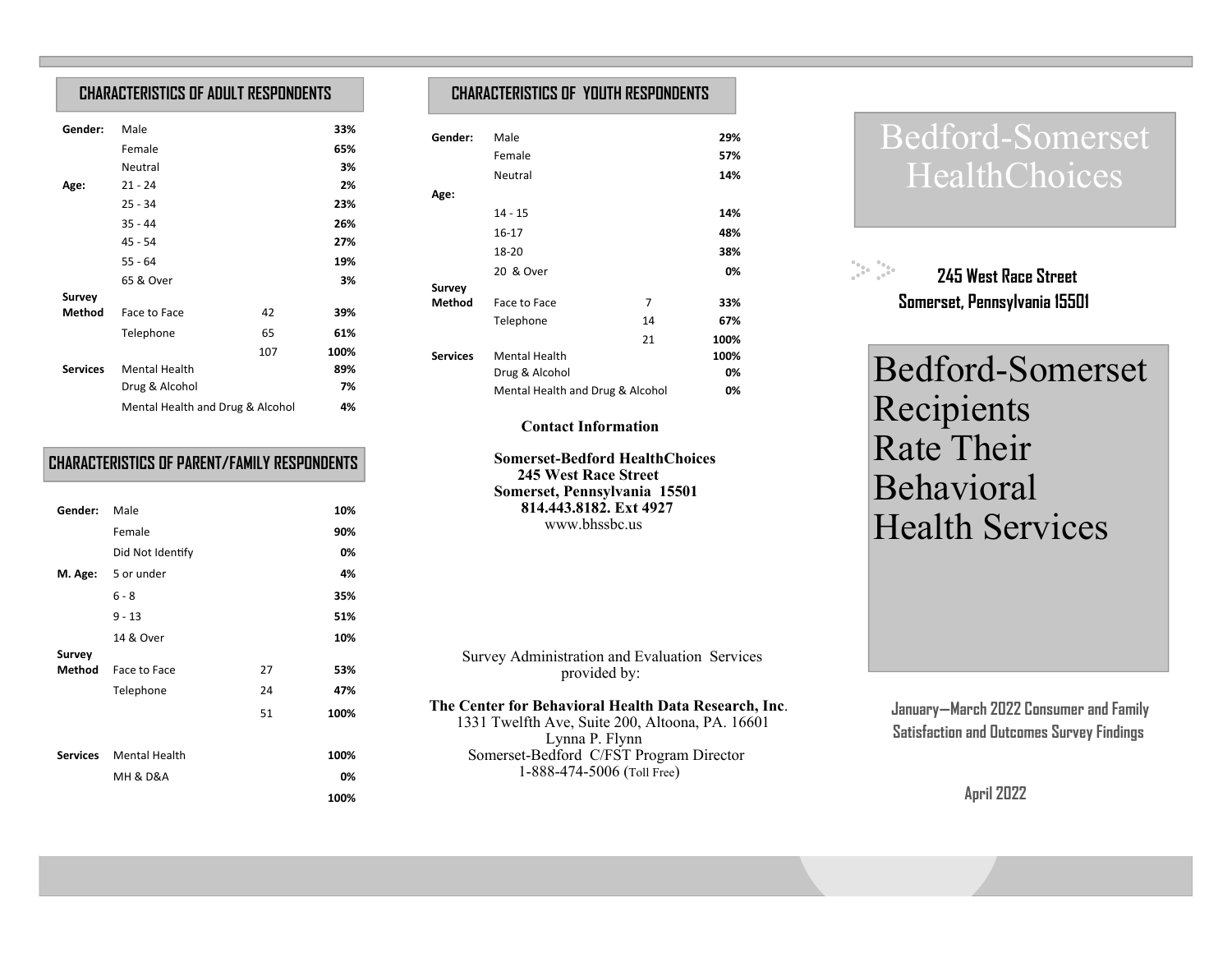## CHARACTERISTICS OF ADULT RESPONDENTS

| | | | |
|---|---|---|---|
| **Gender:** | Male | | **33%** |
| | Female | | **65%** |
| | Neutral | | **3%** |
| **Age:** | 21 - 24 | | **2%** |
| | 25 - 34 | | **23%** |
| | 35 - 44 | | **26%** |
| | 45 - 54 | | **27%** |
| | 55 - 64 | | **19%** |
| | 65 & Over | | **3%** |
| **Survey Method** | Face to Face | 42 | **39%** |
| | Telephone | 65 | **61%** |
| | | 107 | **100%** |
| **Services** | Mental Health | | **89%** |
| | Drug & Alcohol | | **7%** |
| | Mental Health and Drug & Alcohol | | **4%** |

## CHARACTERISTICS OF PARENT/FAMILY RESPONDENTS

| | | | |
|---|---|---|---|
| **Gender:** | Male | | **10%** |
| | Female | | **90%** |
| | Did Not Identify | | **0%** |
| **M. Age:** | 5 or under | | **4%** |
| | 6 - 8 | | **35%** |
| | 9 - 13 | | **51%** |
| | 14 & Over | | **10%** |
| **Survey Method** | Face to Face | 27 | **53%** |
| | Telephone | 24 | **47%** |
| | | 51 | **100%** |
| **Services** | Mental Health | | **100%** |
| | MH & D&A | | **0%** |
| | | | **100%** |

## CHARACTERISTICS OF YOUTH RESPONDENTS

| | | | |
|---|---|---|---|
| **Gender:** | Male | | **29%** |
| | Female | | **57%** |
| | Neutral | | **14%** |
| **Age:** | | | |
| | 14 - 15 | | **14%** |
| | 16-17 | | **48%** |
| | 18-20 | | **38%** |
| | 20 & Over | | **0%** |
| **Survey Method** | Face to Face | 7 | **33%** |
| | Telephone | 14 | **67%** |
| | | 21 | **100%** |
| **Services** | Mental Health | | **100%** |
| | Drug & Alcohol | | **0%** |
| | Mental Health and Drug & Alcohol | | **0%** |

**Contact Information**

**Somerset-Bedford HealthChoices**
**245 West Race Street**
**Somerset, Pennsylvania 15501**
**814.443.8182. Ext 4927**
www.bhssbc.us

Survey Administration and Evaluation Services provided by:

**The Center for Behavioral Health Data Research, Inc**.
1331 Twelfth Ave, Suite 200, Altoona, PA. 16601
Lynna P. Flynn
Somerset-Bedford C/FST Program Director
1-888-474-5006 (Toll Free)

# Bedford-Somerset HealthChoices

**245 West Race Street**
**Somerset, Pennsylvania 15501**

# Bedford-Somerset Recipients Rate Their Behavioral Health Services

**January—March 2022 Consumer and Family Satisfaction and Outcomes Survey Findings**

**April 2022**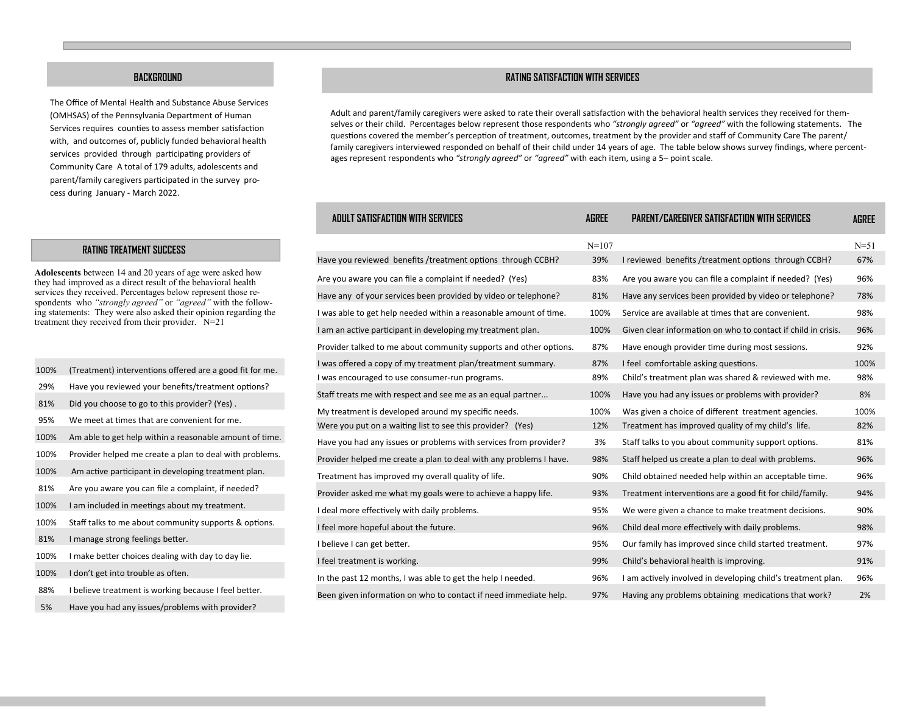## BACKGROUND

The Office of Mental Health and Substance Abuse Services (OMHSAS) of the Pennsylvania Department of Human Services requires counties to assess member satisfaction with, and outcomes of, publicly funded behavioral health services provided through participating providers of Community Care A total of 179 adults, adolescents and parent/family caregivers participated in the survey process during January - March 2022.

## RATING TREATMENT SUCCESS

**Adolescents** between 14 and 20 years of age were asked how they had improved as a direct result of the behavioral health services they received. Percentages below represent those respondents who *"strongly agreed"* or *"agreed"* with the following statements: They were also asked their opinion regarding the treatment they received from their provider. N=21

| | |
|---|---|
| 100% | (Treatment) interventions offered are a good fit for me. |
| 29% | Have you reviewed your benefits/treatment options? |
| 81% | Did you choose to go to this provider? (Yes) . |
| 95% | We meet at times that are convenient for me. |
| 100% | Am able to get help within a reasonable amount of time. |
| 100% | Provider helped me create a plan to deal with problems. |
| 100% | Am active participant in developing treatment plan. |
| 81% | Are you aware you can file a complaint, if needed? |
| 100% | I am included in meetings about my treatment. |
| 100% | Staff talks to me about community supports & options. |
| 81% | I manage strong feelings better. |
| 100% | I make better choices dealing with day to day lie. |
| 100% | I don't get into trouble as often. |
| 88% | I believe treatment is working because I feel better. |
| 5% | Have you had any issues/problems with provider? |

## RATING SATISFACTION WITH SERVICES

Adult and parent/family caregivers were asked to rate their overall satisfaction with the behavioral health services they received for themselves or their child. Percentages below represent those respondents who *"strongly agreed"* or *"agreed"* with the following statements. The questions covered the member's perception of treatment, outcomes, treatment by the provider and staff of Community Care The parent/family caregivers interviewed responded on behalf of their child under 14 years of age. The table below shows survey findings, where percentages represent respondents who *"strongly agreed"* or *"agreed"* with each item, using a 5– point scale.

| ADULT SATISFACTION WITH SERVICES | AGREE | PARENT/CAREGIVER SATISFACTION WITH SERVICES | AGREE |
|---|---|---|---|
| | N=107 | | N=51 |
| Have you reviewed benefits /treatment options through CCBH? | 39% | I reviewed benefits /treatment options through CCBH? | 67% |
| Are you aware you can file a complaint if needed? (Yes) | 83% | Are you aware you can file a complaint if needed? (Yes) | 96% |
| Have any of your services been provided by video or telephone? | 81% | Have any services been provided by video or telephone? | 78% |
| I was able to get help needed within a reasonable amount of time. | 100% | Service are available at times that are convenient. | 98% |
| I am an active participant in developing my treatment plan. | 100% | Given clear information on who to contact if child in crisis. | 96% |
| Provider talked to me about community supports and other options. | 87% | Have enough provider time during most sessions. | 92% |
| I was offered a copy of my treatment plan/treatment summary. | 87% | I feel comfortable asking questions. | 100% |
| I was encouraged to use consumer-run programs. | 89% | Child's treatment plan was shared & reviewed with me. | 98% |
| Staff treats me with respect and see me as an equal partner... | 100% | Have you had any issues or problems with provider? | 8% |
| My treatment is developed around my specific needs. | 100% | Was given a choice of different treatment agencies. | 100% |
| Were you put on a waiting list to see this provider? (Yes) | 12% | Treatment has improved quality of my child's life. | 82% |
| Have you had any issues or problems with services from provider? | 3% | Staff talks to you about community support options. | 81% |
| Provider helped me create a plan to deal with any problems I have. | 98% | Staff helped us create a plan to deal with problems. | 96% |
| Treatment has improved my overall quality of life. | 90% | Child obtained needed help within an acceptable time. | 96% |
| Provider asked me what my goals were to achieve a happy life. | 93% | Treatment interventions are a good fit for child/family. | 94% |
| I deal more effectively with daily problems. | 95% | We were given a chance to make treatment decisions. | 90% |
| I feel more hopeful about the future. | 96% | Child deal more effectively with daily problems. | 98% |
| I believe I can get better. | 95% | Our family has improved since child started treatment. | 97% |
| I feel treatment is working. | 99% | Child's behavioral health is improving. | 91% |
| In the past 12 months, I was able to get the help I needed. | 96% | I am actively involved in developing child's treatment plan. | 96% |
| Been given information on who to contact if need immediate help. | 97% | Having any problems obtaining medications that work? | 2% |